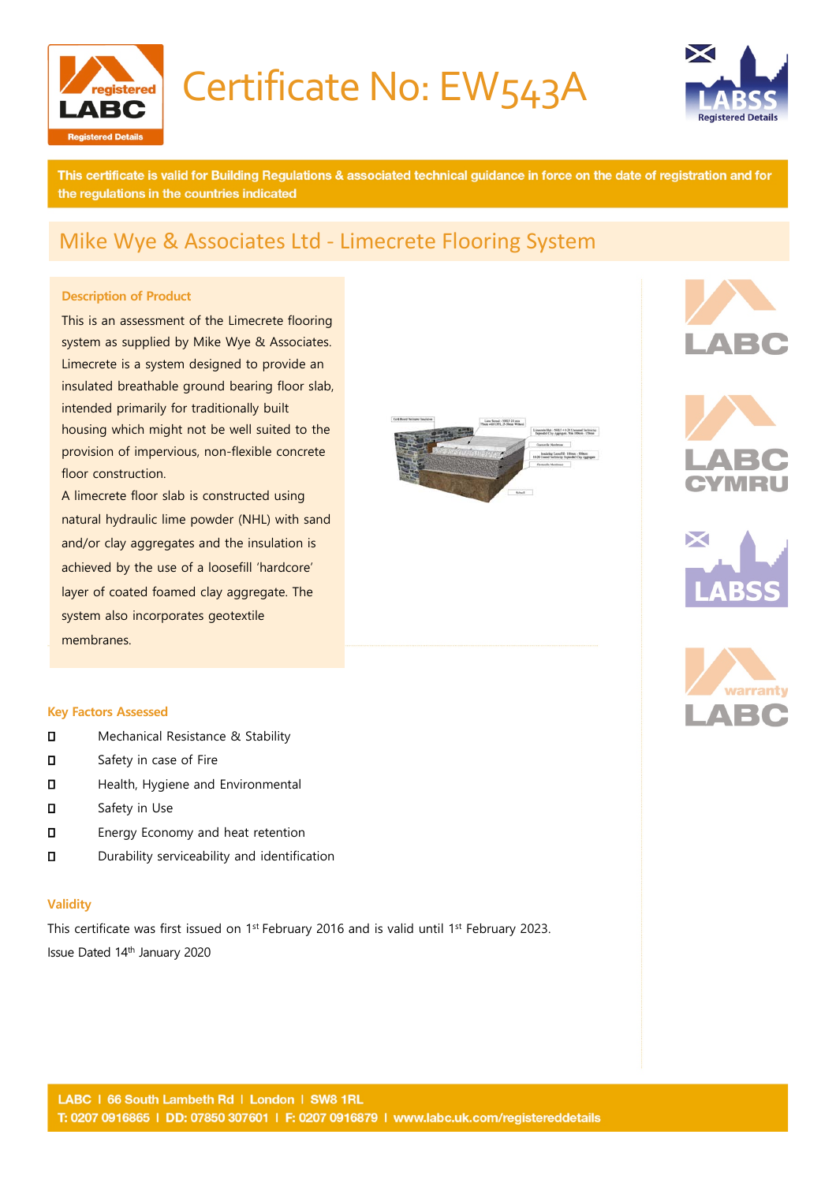# Certificate No: EW543A

**This certificate is valid for Building Regulations & associated technical guidance in force on the date of registration and for the regulations in the countries indicated**

## Mike Wye & Associates Ltd - Limecrete Flooring System

### Description of Product

This is an assessment of the Limecrete flooring system as supplied by Mike Wye & Associates. Limecrete is a system designed to provide an insulated breathable ground bearing floor slab, intended primarily for traditionally built housing which might not be well suited to the provision of impervious, non-flexible concrete floor construction.

A limecrete floor slab is constructed using natural hydraulic lime powder (NHL) with sand and/or clay aggregates and the insulation is achieved by the use of a loosefill 'hardcore' layer of coated foamed clay aggregate. The system also incorporates geotextile membranes.

### Key Factors Assessed

- Mechanical Resistance & Stability
- Safety in case of Fire
- Health, Hygiene and Environmental
- Safety in Use
- Energy Economy and heat retention
- Durability serviceability and identification

### Validity

This certificate was first issued on 1st February 2016 and is valid until 1st February 2023.

Issue Dated 14th January 2020

LABC | 66 South Lambeth Rd | London | SW8 1RL
T: 0207 0916865 | DD: 07850 307601 | F: 0207 0916879 | www.labc.uk.com/registereddetails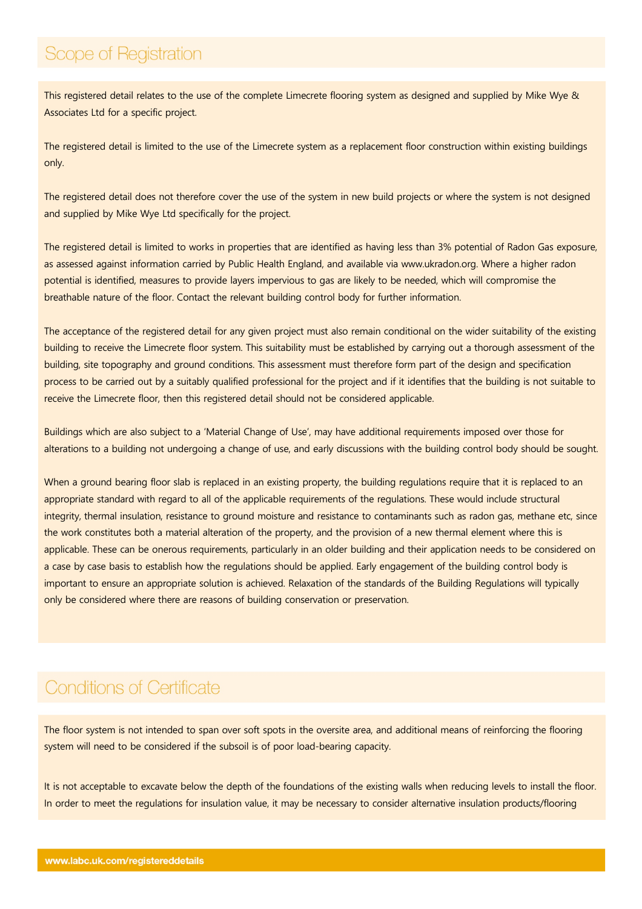## Scope of Registration

This registered detail relates to the use of the complete Limecrete flooring system as designed and supplied by Mike Wye & Associates Ltd for a specific project.

The registered detail is limited to the use of the Limecrete system as a replacement floor construction within existing buildings only.

The registered detail does not therefore cover the use of the system in new build projects or where the system is not designed and supplied by Mike Wye Ltd specifically for the project.

The registered detail is limited to works in properties that are identified as having less than 3% potential of Radon Gas exposure, as assessed against information carried by Public Health England, and available via www.ukradon.org. Where a higher radon potential is identified, measures to provide layers impervious to gas are likely to be needed, which will compromise the breathable nature of the floor. Contact the relevant building control body for further information.

The acceptance of the registered detail for any given project must also remain conditional on the wider suitability of the existing building to receive the Limecrete floor system. This suitability must be established by carrying out a thorough assessment of the building, site topography and ground conditions. This assessment must therefore form part of the design and specification process to be carried out by a suitably qualified professional for the project and if it identifies that the building is not suitable to receive the Limecrete floor, then this registered detail should not be considered applicable.

Buildings which are also subject to a 'Material Change of Use', may have additional requirements imposed over those for alterations to a building not undergoing a change of use, and early discussions with the building control body should be sought.

When a ground bearing floor slab is replaced in an existing property, the building regulations require that it is replaced to an appropriate standard with regard to all of the applicable requirements of the regulations. These would include structural integrity, thermal insulation, resistance to ground moisture and resistance to contaminants such as radon gas, methane etc, since the work constitutes both a material alteration of the property, and the provision of a new thermal element where this is applicable. These can be onerous requirements, particularly in an older building and their application needs to be considered on a case by case basis to establish how the regulations should be applied. Early engagement of the building control body is important to ensure an appropriate solution is achieved. Relaxation of the standards of the Building Regulations will typically only be considered where there are reasons of building conservation or preservation.

## Conditions of Certificate

The floor system is not intended to span over soft spots in the oversite area, and additional means of reinforcing the flooring system will need to be considered if the subsoil is of poor load-bearing capacity.

It is not acceptable to excavate below the depth of the foundations of the existing walls when reducing levels to install the floor. In order to meet the regulations for insulation value, it may be necessary to consider alternative insulation products/flooring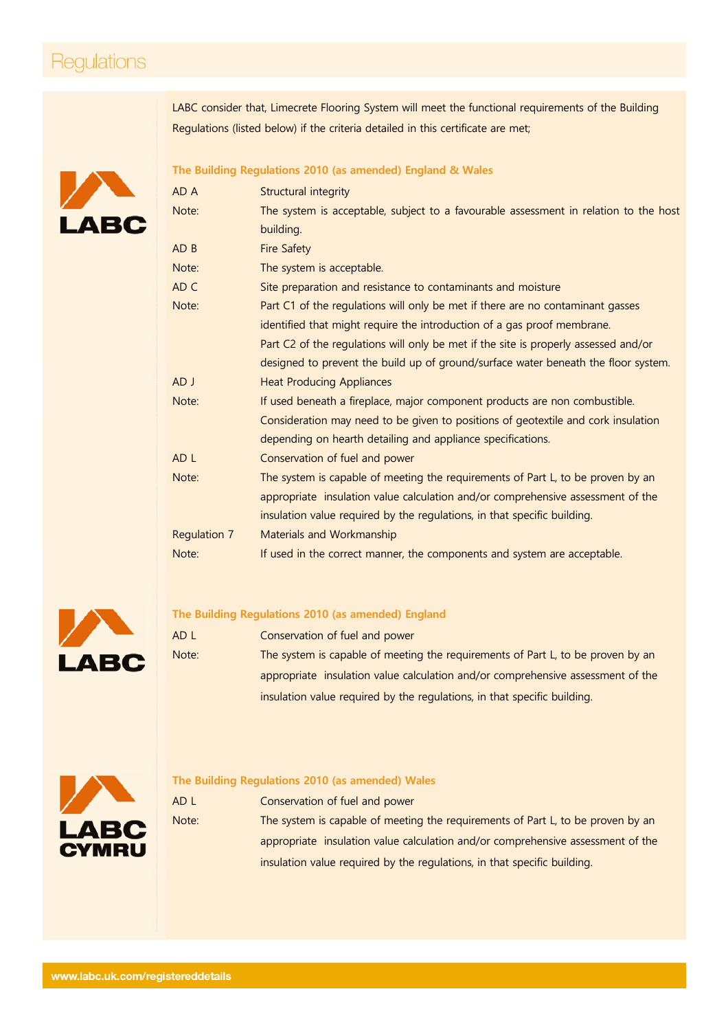# Regulations

LABC consider that, Limecrete Flooring System will meet the functional requirements of the Building Regulations (listed below) if the criteria detailed in this certificate are met;

## The Building Regulations 2010 (as amended) England & Wales

| | |
|---|---|
| AD A | Structural integrity |
| Note: | The system is acceptable, subject to a favourable assessment in relation to the host building. |
| AD B | Fire Safety |
| Note: | The system is acceptable. |
| AD C | Site preparation and resistance to contaminants and moisture |
| Note: | Part C1 of the regulations will only be met if there are no contaminant gasses identified that might require the introduction of a gas proof membrane. Part C2 of the regulations will only be met if the site is properly assessed and/or designed to prevent the build up of ground/surface water beneath the floor system. |
| AD J | Heat Producing Appliances |
| Note: | If used beneath a fireplace, major component products are non combustible. Consideration may need to be given to positions of geotextile and cork insulation depending on hearth detailing and appliance specifications. |
| AD L | Conservation of fuel and power |
| Note: | The system is capable of meeting the requirements of Part L, to be proven by an appropriate insulation value calculation and/or comprehensive assessment of the insulation value required by the regulations, in that specific building. |
| Regulation 7 | Materials and Workmanship |
| Note: | If used in the correct manner, the components and system are acceptable. |

## The Building Regulations 2010 (as amended) England

| | |
|---|---|
| AD L | Conservation of fuel and power |
| Note: | The system is capable of meeting the requirements of Part L, to be proven by an appropriate insulation value calculation and/or comprehensive assessment of the insulation value required by the regulations, in that specific building. |

## The Building Regulations 2010 (as amended) Wales

| | |
|---|---|
| AD L | Conservation of fuel and power |
| Note: | The system is capable of meeting the requirements of Part L, to be proven by an appropriate insulation value calculation and/or comprehensive assessment of the insulation value required by the regulations, in that specific building. |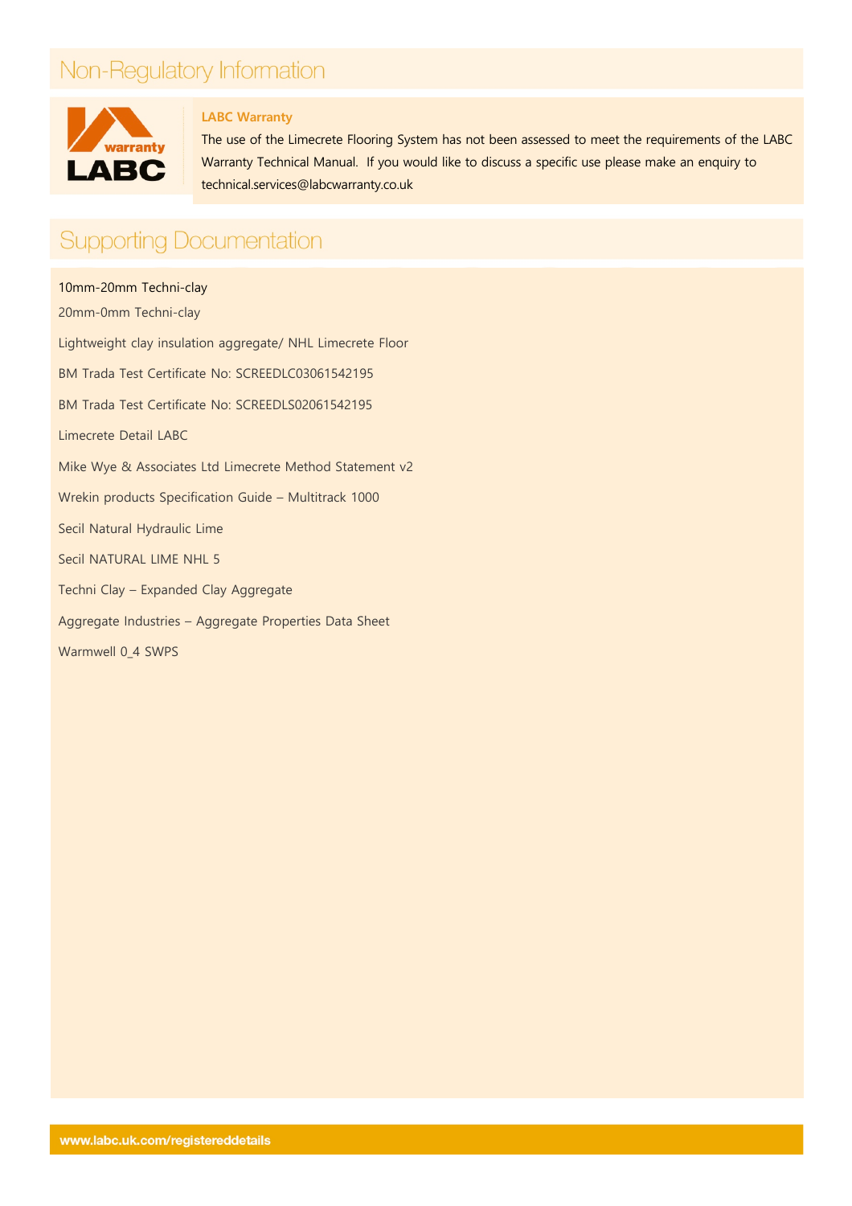## Non-Regulatory Information

**LABC Warranty**

The use of the Limecrete Flooring System has not been assessed to meet the requirements of the LABC Warranty Technical Manual. If you would like to discuss a specific use please make an enquiry to technical.services@labcwarranty.co.uk

## Supporting Documentation

10mm-20mm Techni-clay

20mm-0mm Techni-clay

Lightweight clay insulation aggregate/ NHL Limecrete Floor

BM Trada Test Certificate No: SCREEDLC03061542195

BM Trada Test Certificate No: SCREEDLS02061542195

Limecrete Detail LABC

Mike Wye & Associates Ltd Limecrete Method Statement v2

Wrekin products Specification Guide – Multitrack 1000

Secil Natural Hydraulic Lime

Secil NATURAL LIME NHL 5

Techni Clay – Expanded Clay Aggregate

Aggregate Industries – Aggregate Properties Data Sheet

Warmwell 0_4 SWPS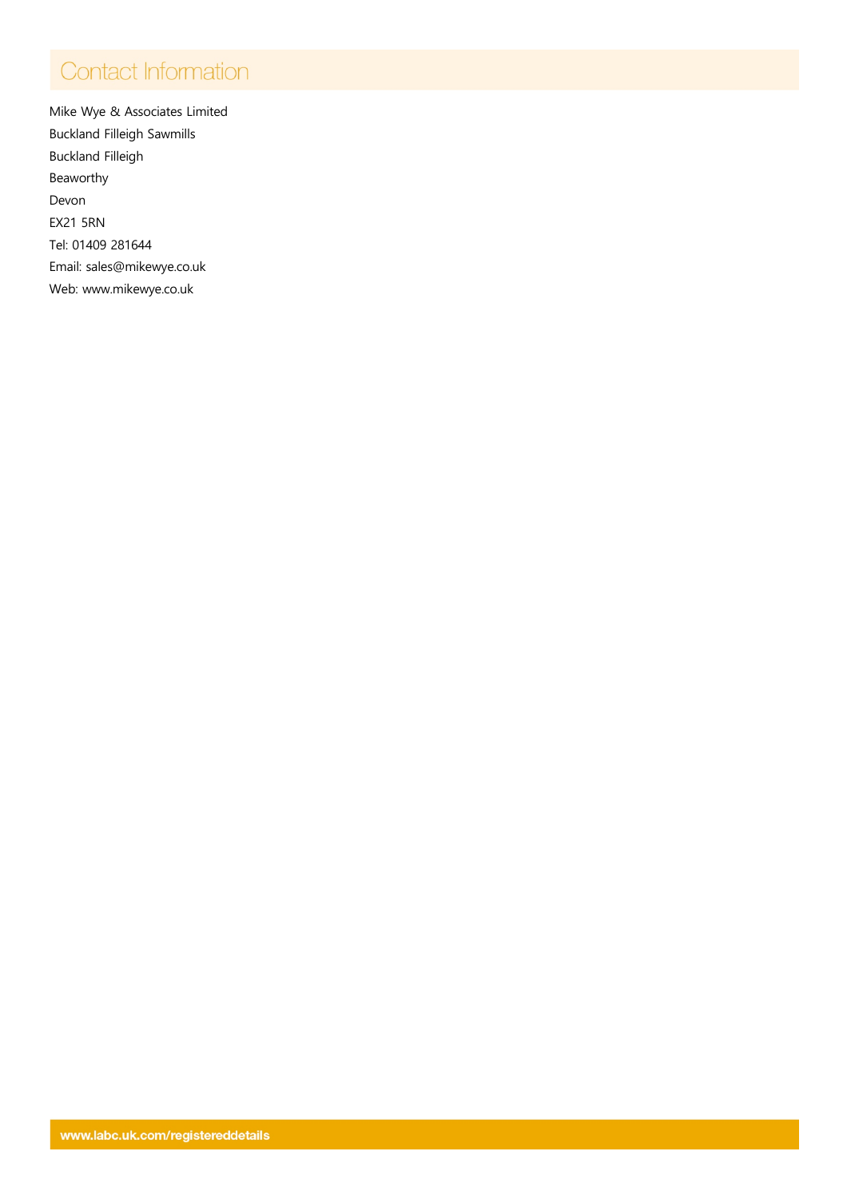## Contact Information

Mike Wye & Associates Limited
Buckland Filleigh Sawmills
Buckland Filleigh
Beaworthy
Devon
EX21 5RN
Tel: 01409 281644
Email: sales@mikewye.co.uk
Web: www.mikewye.co.uk